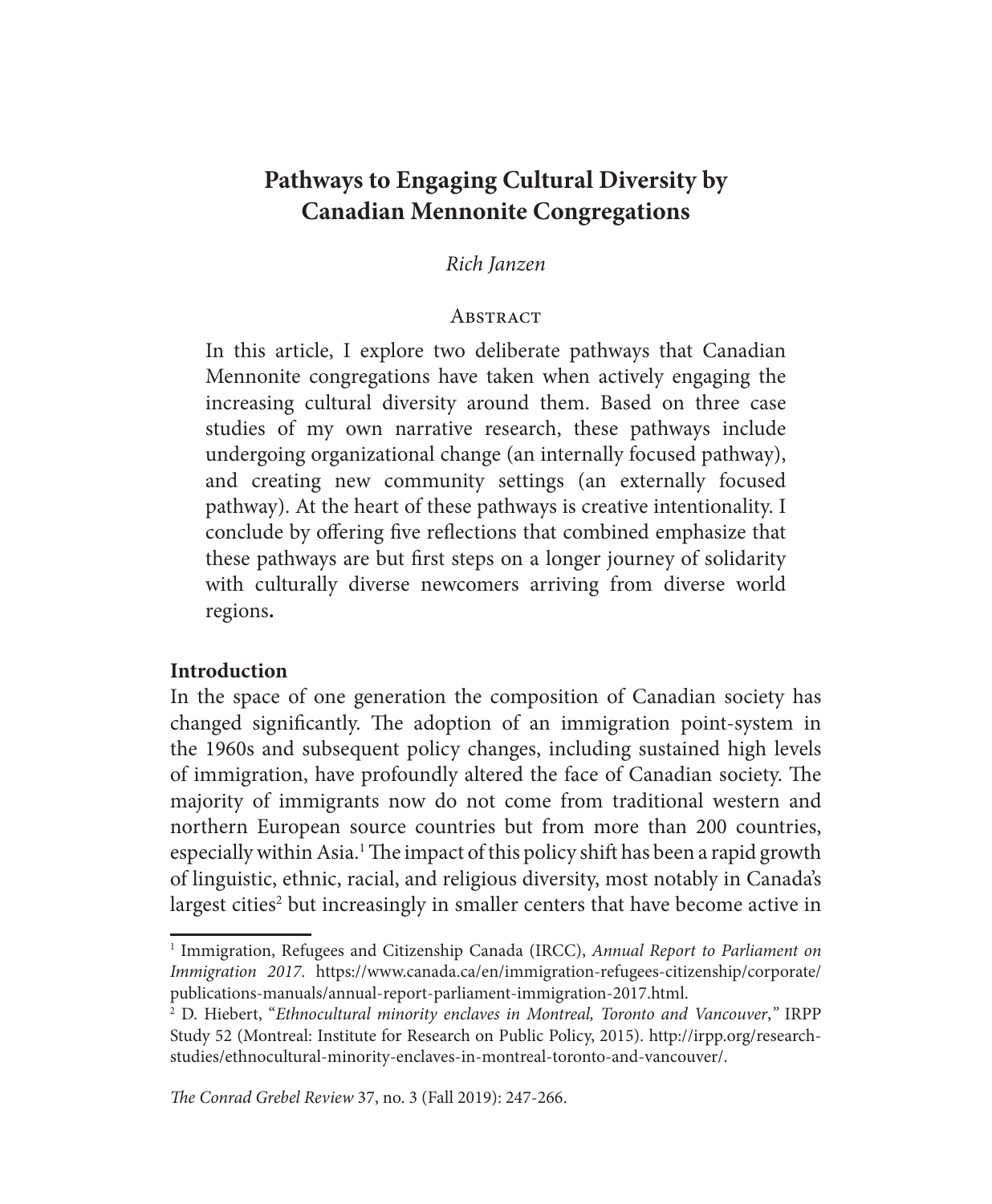# Pathways to Engaging Cultural Diversity by Canadian Mennonite Congregations

*Rich Janzen*

## Abstract

In this article, I explore two deliberate pathways that Canadian Mennonite congregations have taken when actively engaging the increasing cultural diversity around them. Based on three case studies of my own narrative research, these pathways include undergoing organizational change (an internally focused pathway), and creating new community settings (an externally focused pathway). At the heart of these pathways is creative intentionality. I conclude by offering five reflections that combined emphasize that these pathways are but first steps on a longer journey of solidarity with culturally diverse newcomers arriving from diverse world regions**.**

## Introduction

In the space of one generation the composition of Canadian society has changed significantly. The adoption of an immigration point-system in the 1960s and subsequent policy changes, including sustained high levels of immigration, have profoundly altered the face of Canadian society. The majority of immigrants now do not come from traditional western and northern European source countries but from more than 200 countries, especially within Asia.[1] The impact of this policy shift has been a rapid growth of linguistic, ethnic, racial, and religious diversity, most notably in Canada's largest cities[2] but increasingly in smaller centers that have become active in

---

[1] Immigration, Refugees and Citizenship Canada (IRCC), *Annual Report to Parliament on Immigration 2017*. https://www.canada.ca/en/immigration-refugees-citizenship/corporate/publications-manuals/annual-report-parliament-immigration-2017.html.

[2] D. Hiebert, "*Ethnocultural minority enclaves in Montreal, Toronto and Vancouver*," IRPP Study 52 (Montreal: Institute for Research on Public Policy, 2015). http://irpp.org/research-studies/ethnocultural-minority-enclaves-in-montreal-toronto-and-vancouver/.

*The Conrad Grebel Review* 37, no. 3 (Fall 2019): 247-266.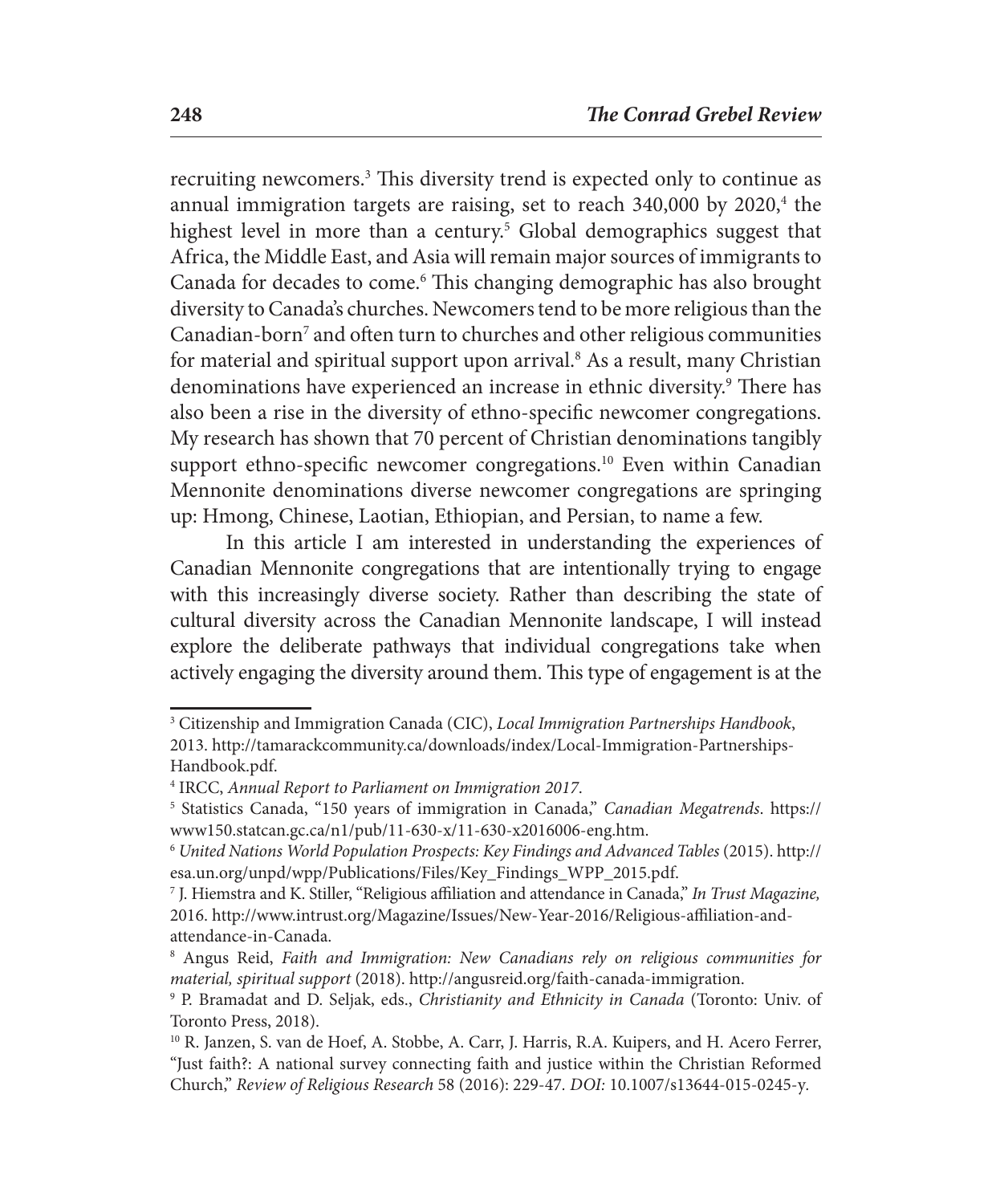recruiting newcomers.[3] This diversity trend is expected only to continue as annual immigration targets are raising, set to reach 340,000 by 2020,[4] the highest level in more than a century.[5] Global demographics suggest that Africa, the Middle East, and Asia will remain major sources of immigrants to Canada for decades to come.[6] This changing demographic has also brought diversity to Canada's churches. Newcomers tend to be more religious than the Canadian-born[7] and often turn to churches and other religious communities for material and spiritual support upon arrival.[8] As a result, many Christian denominations have experienced an increase in ethnic diversity.[9] There has also been a rise in the diversity of ethno-specific newcomer congregations. My research has shown that 70 percent of Christian denominations tangibly support ethno-specific newcomer congregations.[10] Even within Canadian Mennonite denominations diverse newcomer congregations are springing up: Hmong, Chinese, Laotian, Ethiopian, and Persian, to name a few.

In this article I am interested in understanding the experiences of Canadian Mennonite congregations that are intentionally trying to engage with this increasingly diverse society. Rather than describing the state of cultural diversity across the Canadian Mennonite landscape, I will instead explore the deliberate pathways that individual congregations take when actively engaging the diversity around them. This type of engagement is at the

---

[3] Citizenship and Immigration Canada (CIC), *Local Immigration Partnerships Handbook*, 2013. http://tamarackcommunity.ca/downloads/index/Local-Immigration-Partnerships-Handbook.pdf.

[4] IRCC, *Annual Report to Parliament on Immigration 2017*.

[5] Statistics Canada, "150 years of immigration in Canada," *Canadian Megatrends*. https://www150.statcan.gc.ca/n1/pub/11-630-x/11-630-x2016006-eng.htm.

[6] *United Nations World Population Prospects: Key Findings and Advanced Tables* (2015). http://esa.un.org/unpd/wpp/Publications/Files/Key_Findings_WPP_2015.pdf.

[7] J. Hiemstra and K. Stiller, "Religious affiliation and attendance in Canada," *In Trust Magazine,* 2016. http://www.intrust.org/Magazine/Issues/New-Year-2016/Religious-affiliation-and-attendance-in-Canada.

[8] Angus Reid, *Faith and Immigration: New Canadians rely on religious communities for material, spiritual support* (2018). http://angusreid.org/faith-canada-immigration.

[9] P. Bramadat and D. Seljak, eds., *Christianity and Ethnicity in Canada* (Toronto: Univ. of Toronto Press, 2018).

[10] R. Janzen, S. van de Hoef, A. Stobbe, A. Carr, J. Harris, R.A. Kuipers, and H. Acero Ferrer, "Just faith?: A national survey connecting faith and justice within the Christian Reformed Church," *Review of Religious Research* 58 (2016): 229-47. *DOI:* 10.1007/s13644-015-0245-y.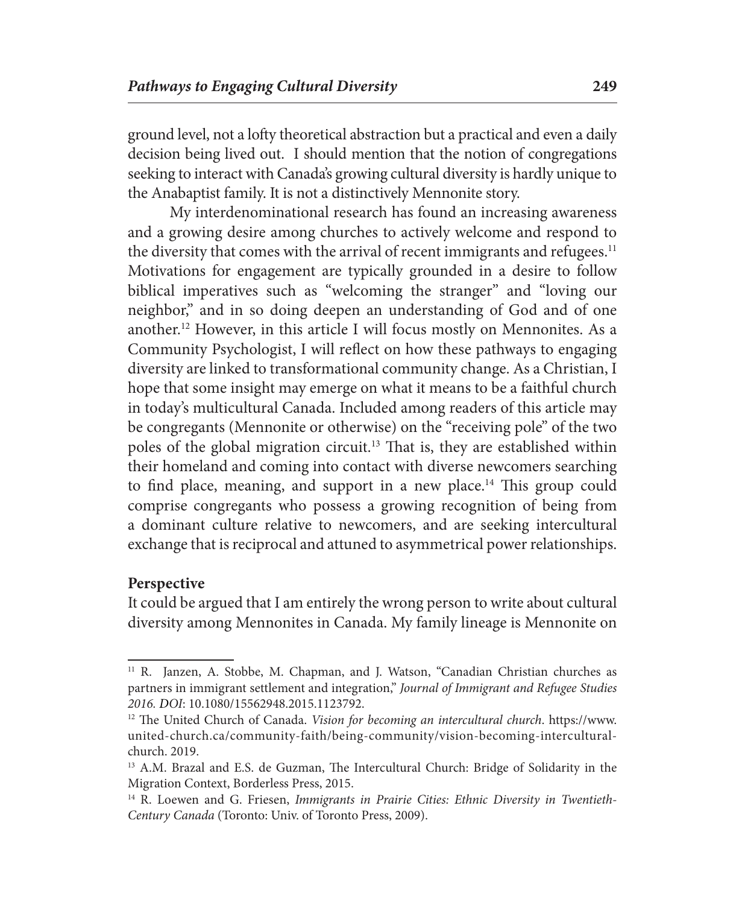ground level, not a lofty theoretical abstraction but a practical and even a daily decision being lived out. I should mention that the notion of congregations seeking to interact with Canada's growing cultural diversity is hardly unique to the Anabaptist family. It is not a distinctively Mennonite story.

My interdenominational research has found an increasing awareness and a growing desire among churches to actively welcome and respond to the diversity that comes with the arrival of recent immigrants and refugees.[11] Motivations for engagement are typically grounded in a desire to follow biblical imperatives such as "welcoming the stranger" and "loving our neighbor," and in so doing deepen an understanding of God and of one another.[12] However, in this article I will focus mostly on Mennonites. As a Community Psychologist, I will reflect on how these pathways to engaging diversity are linked to transformational community change. As a Christian, I hope that some insight may emerge on what it means to be a faithful church in today's multicultural Canada. Included among readers of this article may be congregants (Mennonite or otherwise) on the "receiving pole" of the two poles of the global migration circuit.[13] That is, they are established within their homeland and coming into contact with diverse newcomers searching to find place, meaning, and support in a new place.[14] This group could comprise congregants who possess a growing recognition of being from a dominant culture relative to newcomers, and are seeking intercultural exchange that is reciprocal and attuned to asymmetrical power relationships.

**Perspective**

It could be argued that I am entirely the wrong person to write about cultural diversity among Mennonites in Canada. My family lineage is Mennonite on

---

[11] R. Janzen, A. Stobbe, M. Chapman, and J. Watson, "Canadian Christian churches as partners in immigrant settlement and integration," *Journal of Immigrant and Refugee Studies 2016. DOI*: 10.1080/15562948.2015.1123792.

[12] The United Church of Canada. *Vision for becoming an intercultural church*. https://www.united-church.ca/community-faith/being-community/vision-becoming-intercultural-church. 2019.

[13] A.M. Brazal and E.S. de Guzman, The Intercultural Church: Bridge of Solidarity in the Migration Context, Borderless Press, 2015.

[14] R. Loewen and G. Friesen, *Immigrants in Prairie Cities: Ethnic Diversity in Twentieth-Century Canada* (Toronto: Univ. of Toronto Press, 2009).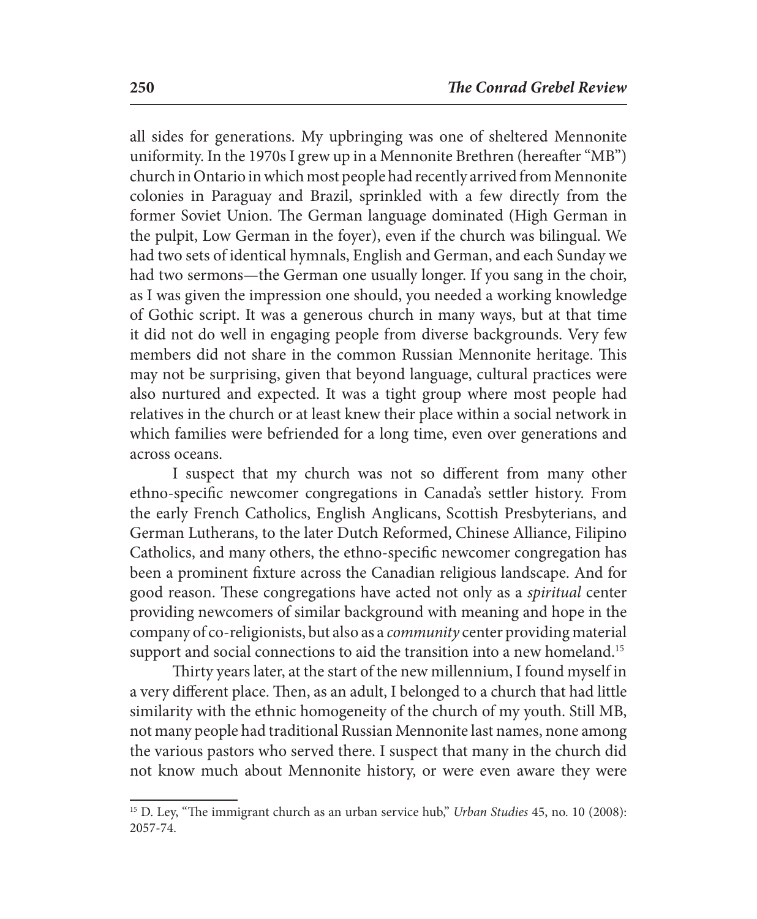all sides for generations. My upbringing was one of sheltered Mennonite uniformity. In the 1970s I grew up in a Mennonite Brethren (hereafter "MB") church in Ontario in which most people had recently arrived from Mennonite colonies in Paraguay and Brazil, sprinkled with a few directly from the former Soviet Union. The German language dominated (High German in the pulpit, Low German in the foyer), even if the church was bilingual. We had two sets of identical hymnals, English and German, and each Sunday we had two sermons—the German one usually longer. If you sang in the choir, as I was given the impression one should, you needed a working knowledge of Gothic script. It was a generous church in many ways, but at that time it did not do well in engaging people from diverse backgrounds. Very few members did not share in the common Russian Mennonite heritage. This may not be surprising, given that beyond language, cultural practices were also nurtured and expected. It was a tight group where most people had relatives in the church or at least knew their place within a social network in which families were befriended for a long time, even over generations and across oceans.

I suspect that my church was not so different from many other ethno-specific newcomer congregations in Canada's settler history. From the early French Catholics, English Anglicans, Scottish Presbyterians, and German Lutherans, to the later Dutch Reformed, Chinese Alliance, Filipino Catholics, and many others, the ethno-specific newcomer congregation has been a prominent fixture across the Canadian religious landscape. And for good reason. These congregations have acted not only as a *spiritual* center providing newcomers of similar background with meaning and hope in the company of co-religionists, but also as a *community* center providing material support and social connections to aid the transition into a new homeland.[15]

Thirty years later, at the start of the new millennium, I found myself in a very different place. Then, as an adult, I belonged to a church that had little similarity with the ethnic homogeneity of the church of my youth. Still MB, not many people had traditional Russian Mennonite last names, none among the various pastors who served there. I suspect that many in the church did not know much about Mennonite history, or were even aware they were

---

[15] D. Ley, "The immigrant church as an urban service hub," *Urban Studies* 45, no. 10 (2008): 2057-74.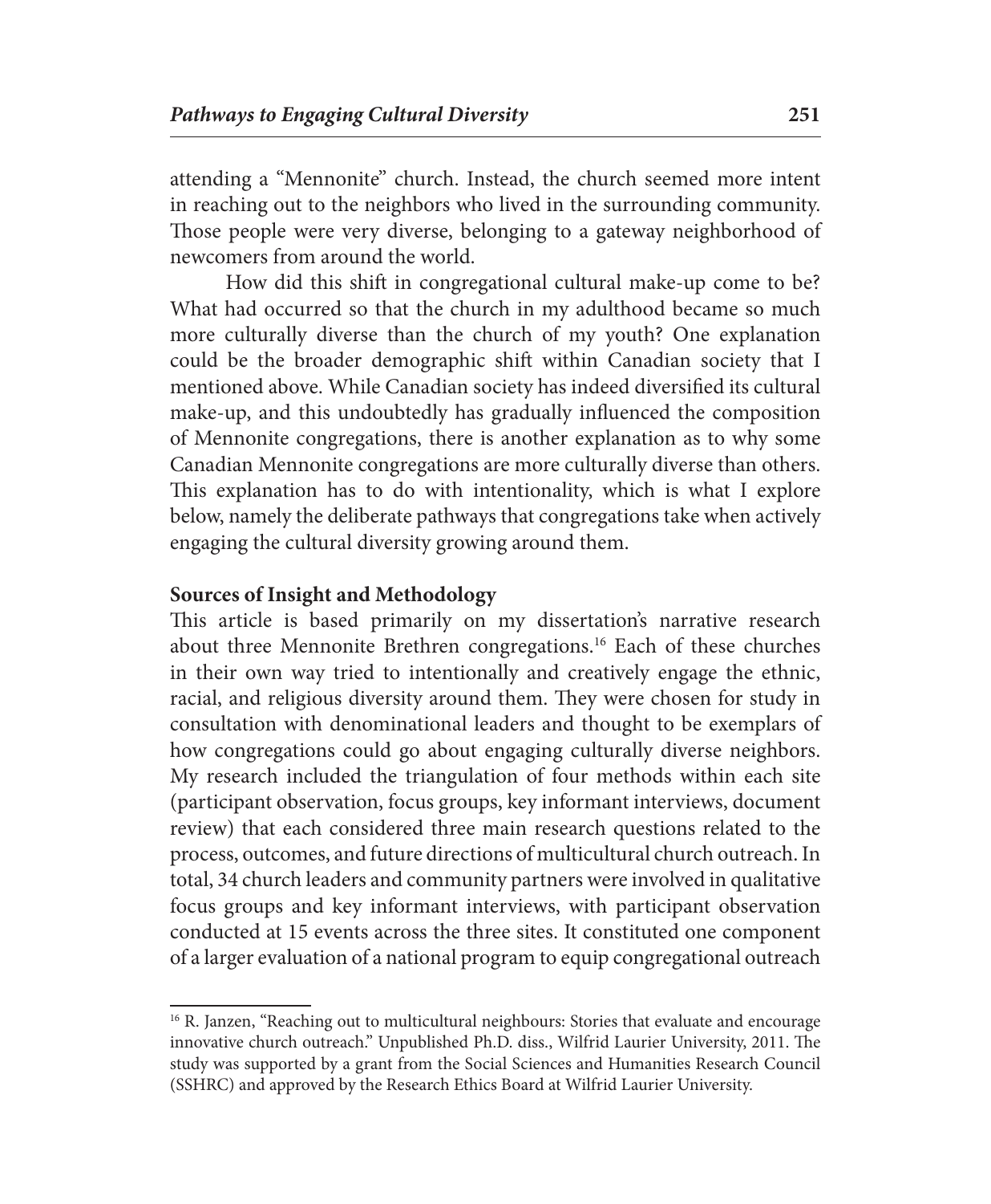attending a "Mennonite" church. Instead, the church seemed more intent in reaching out to the neighbors who lived in the surrounding community. Those people were very diverse, belonging to a gateway neighborhood of newcomers from around the world.

How did this shift in congregational cultural make-up come to be? What had occurred so that the church in my adulthood became so much more culturally diverse than the church of my youth? One explanation could be the broader demographic shift within Canadian society that I mentioned above. While Canadian society has indeed diversified its cultural make-up, and this undoubtedly has gradually influenced the composition of Mennonite congregations, there is another explanation as to why some Canadian Mennonite congregations are more culturally diverse than others. This explanation has to do with intentionality, which is what I explore below, namely the deliberate pathways that congregations take when actively engaging the cultural diversity growing around them.

**Sources of Insight and Methodology**

This article is based primarily on my dissertation's narrative research about three Mennonite Brethren congregations.[16] Each of these churches in their own way tried to intentionally and creatively engage the ethnic, racial, and religious diversity around them. They were chosen for study in consultation with denominational leaders and thought to be exemplars of how congregations could go about engaging culturally diverse neighbors. My research included the triangulation of four methods within each site (participant observation, focus groups, key informant interviews, document review) that each considered three main research questions related to the process, outcomes, and future directions of multicultural church outreach. In total, 34 church leaders and community partners were involved in qualitative focus groups and key informant interviews, with participant observation conducted at 15 events across the three sites. It constituted one component of a larger evaluation of a national program to equip congregational outreach

[16] R. Janzen, "Reaching out to multicultural neighbours: Stories that evaluate and encourage innovative church outreach." Unpublished Ph.D. diss., Wilfrid Laurier University, 2011. The study was supported by a grant from the Social Sciences and Humanities Research Council (SSHRC) and approved by the Research Ethics Board at Wilfrid Laurier University.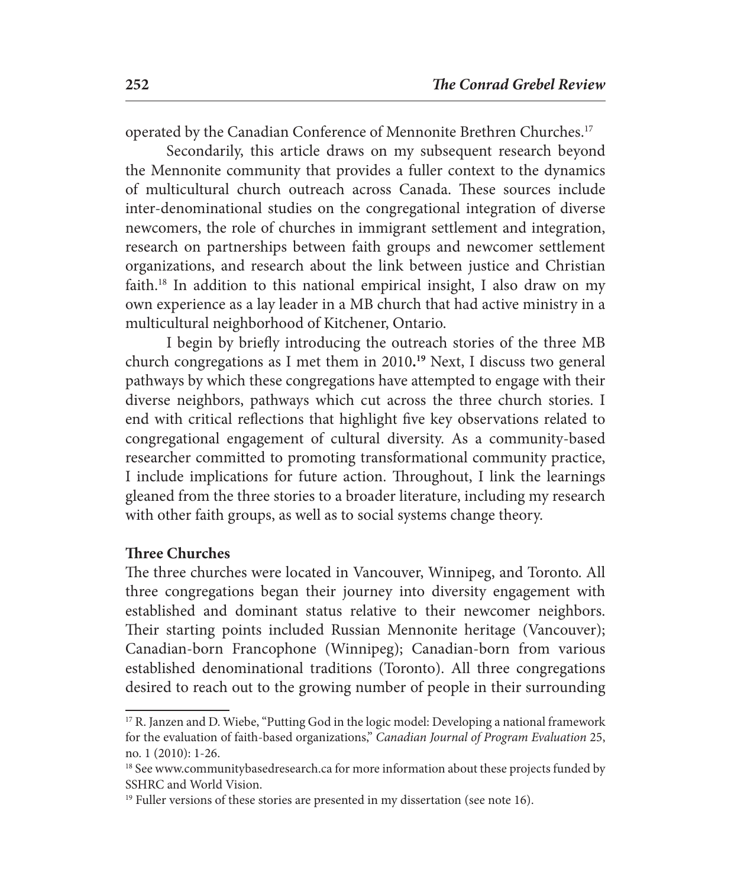operated by the Canadian Conference of Mennonite Brethren Churches.[17]

Secondarily, this article draws on my subsequent research beyond the Mennonite community that provides a fuller context to the dynamics of multicultural church outreach across Canada. These sources include inter-denominational studies on the congregational integration of diverse newcomers, the role of churches in immigrant settlement and integration, research on partnerships between faith groups and newcomer settlement organizations, and research about the link between justice and Christian faith.[18] In addition to this national empirical insight, I also draw on my own experience as a lay leader in a MB church that had active ministry in a multicultural neighborhood of Kitchener, Ontario.

I begin by briefly introducing the outreach stories of the three MB church congregations as I met them in 2010.[19] Next, I discuss two general pathways by which these congregations have attempted to engage with their diverse neighbors, pathways which cut across the three church stories. I end with critical reflections that highlight five key observations related to congregational engagement of cultural diversity. As a community-based researcher committed to promoting transformational community practice, I include implications for future action. Throughout, I link the learnings gleaned from the three stories to a broader literature, including my research with other faith groups, as well as to social systems change theory.

## Three Churches

The three churches were located in Vancouver, Winnipeg, and Toronto. All three congregations began their journey into diversity engagement with established and dominant status relative to their newcomer neighbors. Their starting points included Russian Mennonite heritage (Vancouver); Canadian-born Francophone (Winnipeg); Canadian-born from various established denominational traditions (Toronto). All three congregations desired to reach out to the growing number of people in their surrounding

---

[17] R. Janzen and D. Wiebe, "Putting God in the logic model: Developing a national framework for the evaluation of faith-based organizations," *Canadian Journal of Program Evaluation* 25, no. 1 (2010): 1-26.

[18] See www.communitybasedresearch.ca for more information about these projects funded by SSHRC and World Vision.

[19] Fuller versions of these stories are presented in my dissertation (see note 16).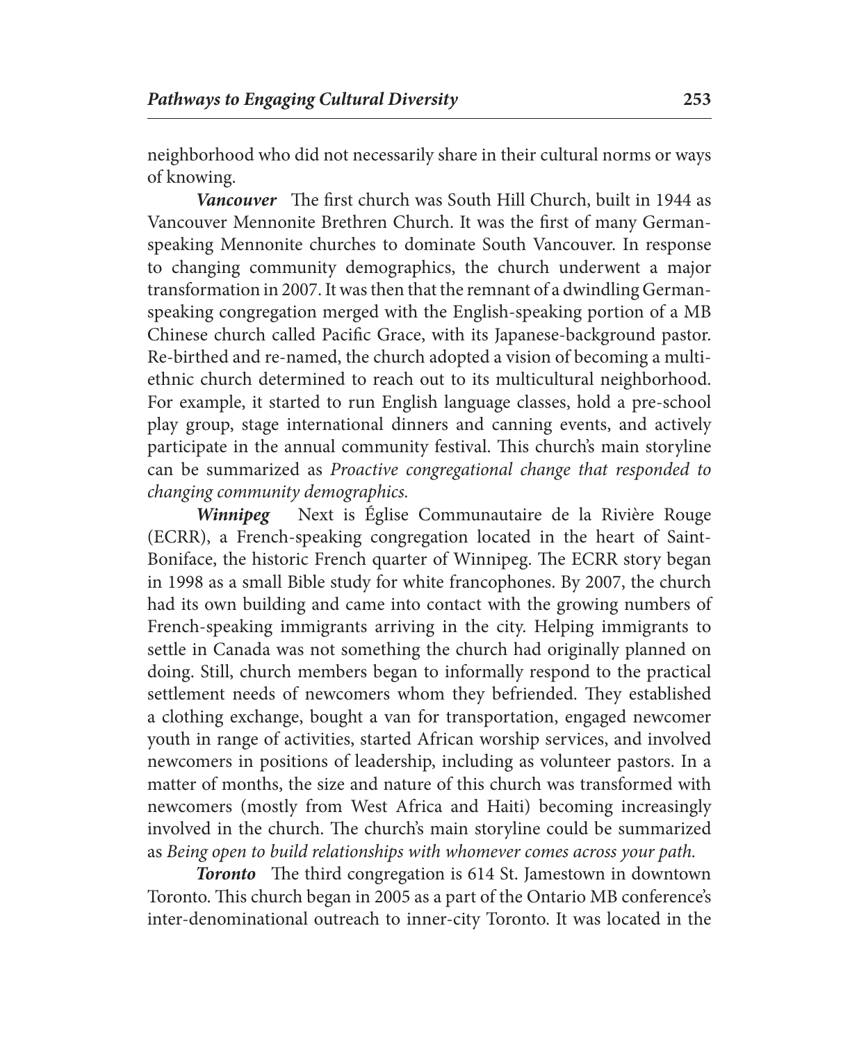neighborhood who did not necessarily share in their cultural norms or ways of knowing.

***Vancouver*** The first church was South Hill Church, built in 1944 as Vancouver Mennonite Brethren Church. It was the first of many German-speaking Mennonite churches to dominate South Vancouver. In response to changing community demographics, the church underwent a major transformation in 2007. It was then that the remnant of a dwindling German-speaking congregation merged with the English-speaking portion of a MB Chinese church called Pacific Grace, with its Japanese-background pastor. Re-birthed and re-named, the church adopted a vision of becoming a multi-ethnic church determined to reach out to its multicultural neighborhood. For example, it started to run English language classes, hold a pre-school play group, stage international dinners and canning events, and actively participate in the annual community festival. This church's main storyline can be summarized as *Proactive congregational change that responded to changing community demographics.*

***Winnipeg*** Next is Église Communautaire de la Rivière Rouge (ECRR), a French-speaking congregation located in the heart of Saint-Boniface, the historic French quarter of Winnipeg. The ECRR story began in 1998 as a small Bible study for white francophones. By 2007, the church had its own building and came into contact with the growing numbers of French-speaking immigrants arriving in the city. Helping immigrants to settle in Canada was not something the church had originally planned on doing. Still, church members began to informally respond to the practical settlement needs of newcomers whom they befriended. They established a clothing exchange, bought a van for transportation, engaged newcomer youth in range of activities, started African worship services, and involved newcomers in positions of leadership, including as volunteer pastors. In a matter of months, the size and nature of this church was transformed with newcomers (mostly from West Africa and Haiti) becoming increasingly involved in the church. The church's main storyline could be summarized as *Being open to build relationships with whomever comes across your path.*

***Toronto*** The third congregation is 614 St. Jamestown in downtown Toronto. This church began in 2005 as a part of the Ontario MB conference's inter-denominational outreach to inner-city Toronto. It was located in the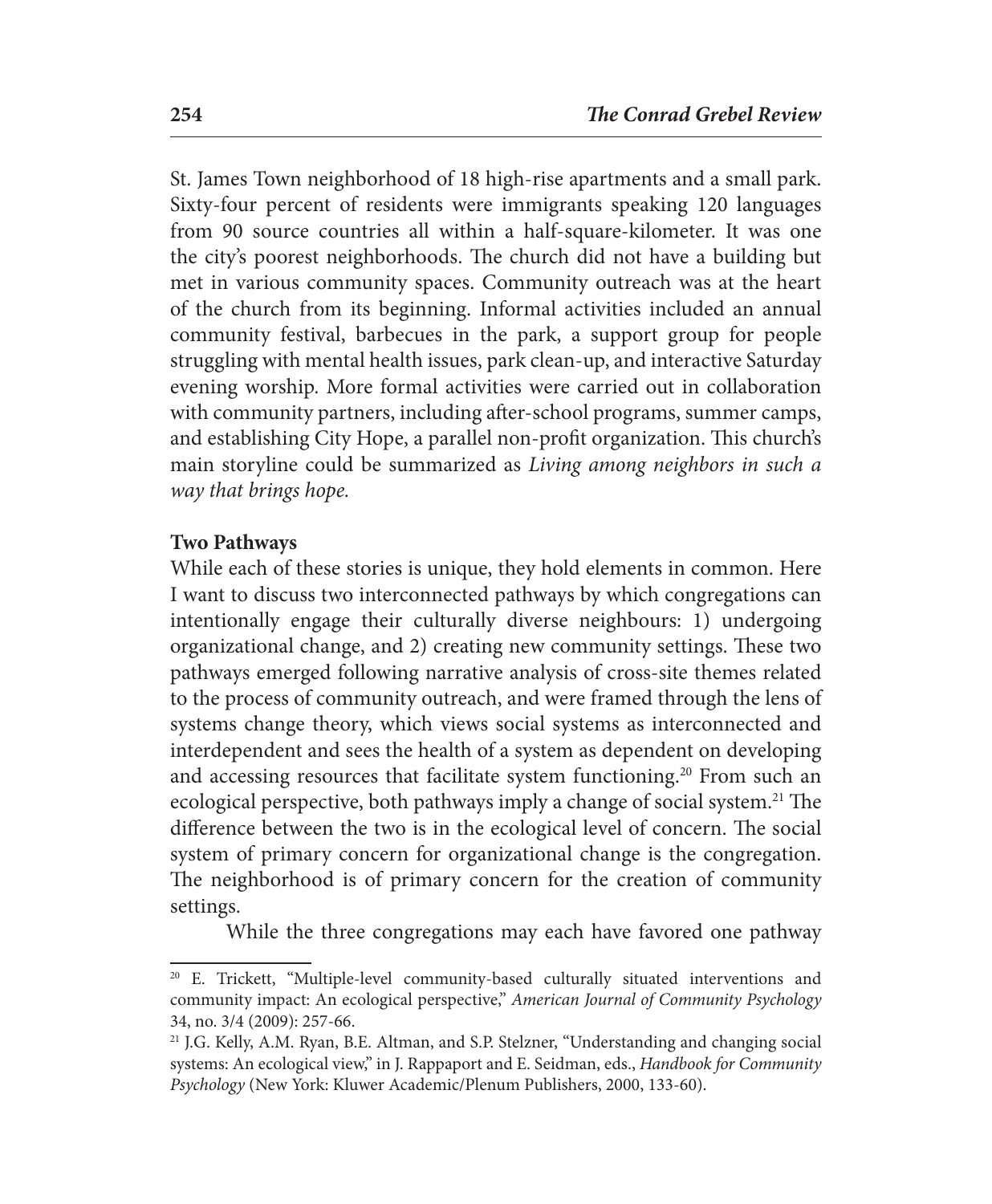St. James Town neighborhood of 18 high-rise apartments and a small park. Sixty-four percent of residents were immigrants speaking 120 languages from 90 source countries all within a half-square-kilometer. It was one the city's poorest neighborhoods. The church did not have a building but met in various community spaces. Community outreach was at the heart of the church from its beginning. Informal activities included an annual community festival, barbecues in the park, a support group for people struggling with mental health issues, park clean-up, and interactive Saturday evening worship. More formal activities were carried out in collaboration with community partners, including after-school programs, summer camps, and establishing City Hope, a parallel non-profit organization. This church's main storyline could be summarized as *Living among neighbors in such a way that brings hope.*

**Two Pathways**

While each of these stories is unique, they hold elements in common. Here I want to discuss two interconnected pathways by which congregations can intentionally engage their culturally diverse neighbours: 1) undergoing organizational change, and 2) creating new community settings. These two pathways emerged following narrative analysis of cross-site themes related to the process of community outreach, and were framed through the lens of systems change theory, which views social systems as interconnected and interdependent and sees the health of a system as dependent on developing and accessing resources that facilitate system functioning.[20] From such an ecological perspective, both pathways imply a change of social system.[21] The difference between the two is in the ecological level of concern. The social system of primary concern for organizational change is the congregation. The neighborhood is of primary concern for the creation of community settings.

While the three congregations may each have favored one pathway

---

[20] E. Trickett, "Multiple-level community-based culturally situated interventions and community impact: An ecological perspective," *American Journal of Community Psychology* 34, no. 3/4 (2009): 257-66.

[21] J.G. Kelly, A.M. Ryan, B.E. Altman, and S.P. Stelzner, "Understanding and changing social systems: An ecological view," in J. Rappaport and E. Seidman, eds., *Handbook for Community Psychology* (New York: Kluwer Academic/Plenum Publishers, 2000, 133-60).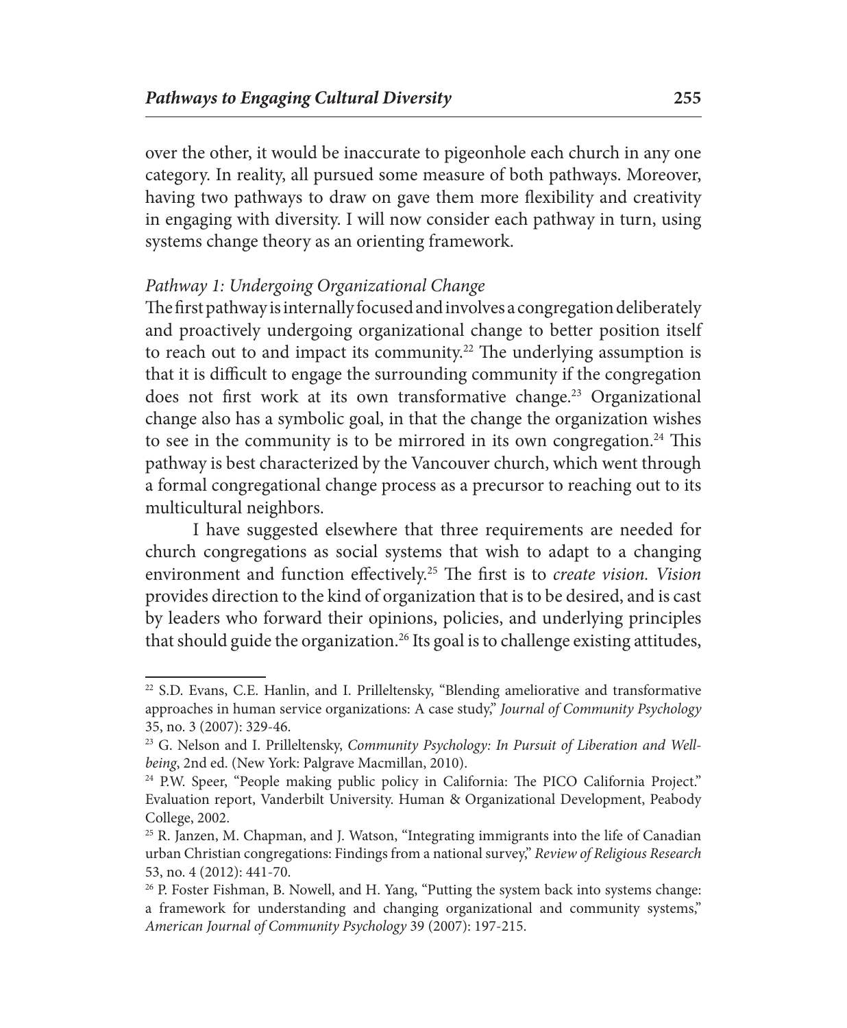over the other, it would be inaccurate to pigeonhole each church in any one category. In reality, all pursued some measure of both pathways. Moreover, having two pathways to draw on gave them more flexibility and creativity in engaging with diversity. I will now consider each pathway in turn, using systems change theory as an orienting framework.

*Pathway 1: Undergoing Organizational Change*

The first pathway is internally focused and involves a congregation deliberately and proactively undergoing organizational change to better position itself to reach out to and impact its community.[22] The underlying assumption is that it is difficult to engage the surrounding community if the congregation does not first work at its own transformative change.[23] Organizational change also has a symbolic goal, in that the change the organization wishes to see in the community is to be mirrored in its own congregation.[24] This pathway is best characterized by the Vancouver church, which went through a formal congregational change process as a precursor to reaching out to its multicultural neighbors.

I have suggested elsewhere that three requirements are needed for church congregations as social systems that wish to adapt to a changing environment and function effectively.[25] The first is to *create vision*. *Vision* provides direction to the kind of organization that is to be desired, and is cast by leaders who forward their opinions, policies, and underlying principles that should guide the organization.[26] Its goal is to challenge existing attitudes,

---

[22] S.D. Evans, C.E. Hanlin, and I. Prilleltensky, "Blending ameliorative and transformative approaches in human service organizations: A case study," *Journal of Community Psychology* 35, no. 3 (2007): 329-46.

[23] G. Nelson and I. Prilleltensky, *Community Psychology: In Pursuit of Liberation and Well-being*, 2nd ed. (New York: Palgrave Macmillan, 2010).

[24] P.W. Speer, "People making public policy in California: The PICO California Project." Evaluation report, Vanderbilt University. Human & Organizational Development, Peabody College, 2002.

[25] R. Janzen, M. Chapman, and J. Watson, "Integrating immigrants into the life of Canadian urban Christian congregations: Findings from a national survey," *Review of Religious Research* 53, no. 4 (2012): 441-70.

[26] P. Foster Fishman, B. Nowell, and H. Yang, "Putting the system back into systems change: a framework for understanding and changing organizational and community systems," *American Journal of Community Psychology* 39 (2007): 197-215.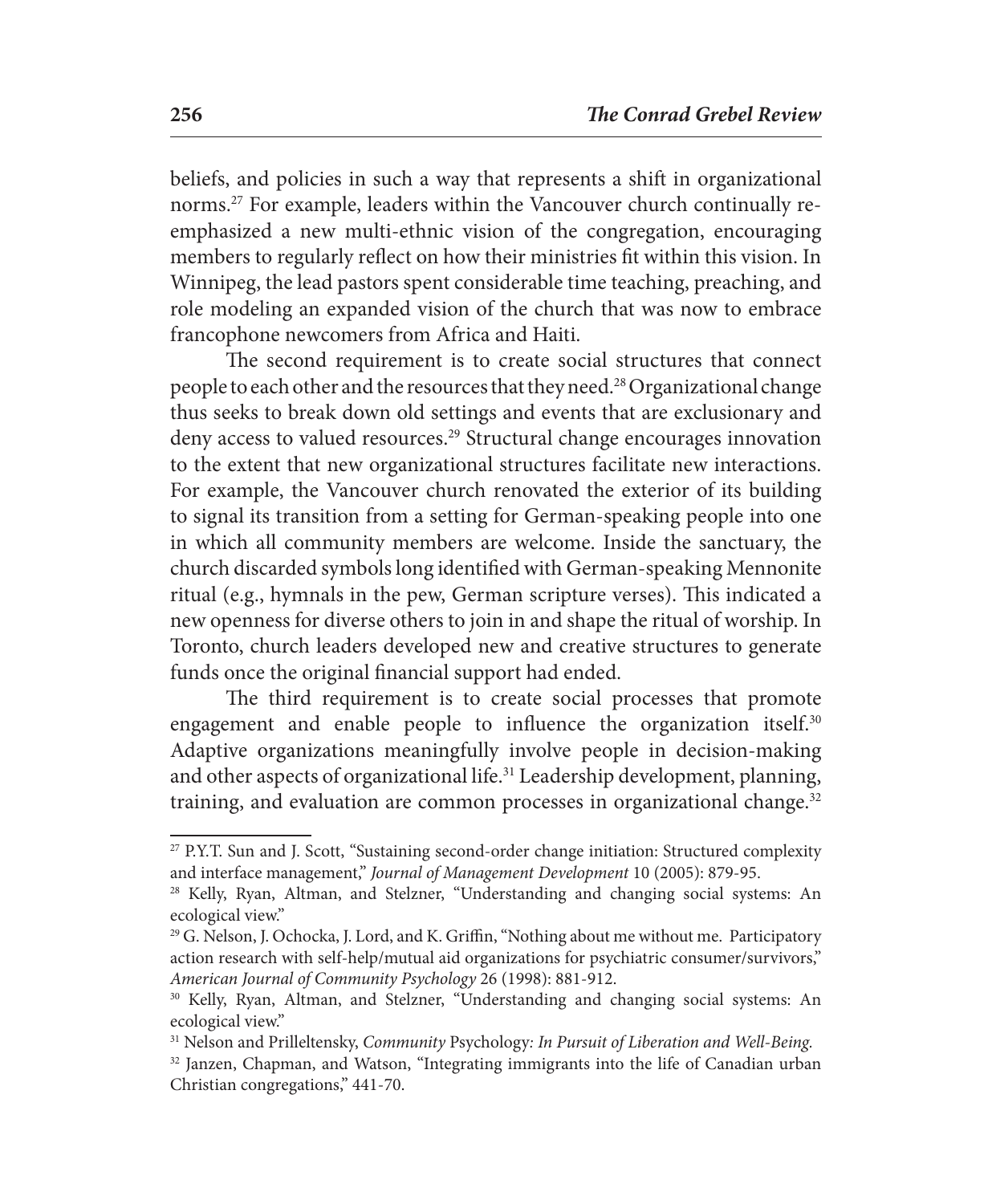beliefs, and policies in such a way that represents a shift in organizational norms.[27] For example, leaders within the Vancouver church continually re-emphasized a new multi-ethnic vision of the congregation, encouraging members to regularly reflect on how their ministries fit within this vision. In Winnipeg, the lead pastors spent considerable time teaching, preaching, and role modeling an expanded vision of the church that was now to embrace francophone newcomers from Africa and Haiti.

The second requirement is to create social structures that connect people to each other and the resources that they need.[28] Organizational change thus seeks to break down old settings and events that are exclusionary and deny access to valued resources.[29] Structural change encourages innovation to the extent that new organizational structures facilitate new interactions. For example, the Vancouver church renovated the exterior of its building to signal its transition from a setting for German-speaking people into one in which all community members are welcome. Inside the sanctuary, the church discarded symbols long identified with German-speaking Mennonite ritual (e.g., hymnals in the pew, German scripture verses). This indicated a new openness for diverse others to join in and shape the ritual of worship. In Toronto, church leaders developed new and creative structures to generate funds once the original financial support had ended.

The third requirement is to create social processes that promote engagement and enable people to influence the organization itself.[30] Adaptive organizations meaningfully involve people in decision-making and other aspects of organizational life.[31] Leadership development, planning, training, and evaluation are common processes in organizational change.[32]

---

[27] P.Y.T. Sun and J. Scott, "Sustaining second-order change initiation: Structured complexity and interface management," *Journal of Management Development* 10 (2005): 879-95.

[28] Kelly, Ryan, Altman, and Stelzner, "Understanding and changing social systems: An ecological view."

[29] G. Nelson, J. Ochocka, J. Lord, and K. Griffin, "Nothing about me without me. Participatory action research with self-help/mutual aid organizations for psychiatric consumer/survivors," *American Journal of Community Psychology* 26 (1998): 881-912.

[30] Kelly, Ryan, Altman, and Stelzner, "Understanding and changing social systems: An ecological view."

[31] Nelson and Prilleltensky, *Community* Psychology*: In Pursuit of Liberation and Well-Being.*

[32] Janzen, Chapman, and Watson, "Integrating immigrants into the life of Canadian urban Christian congregations," 441-70.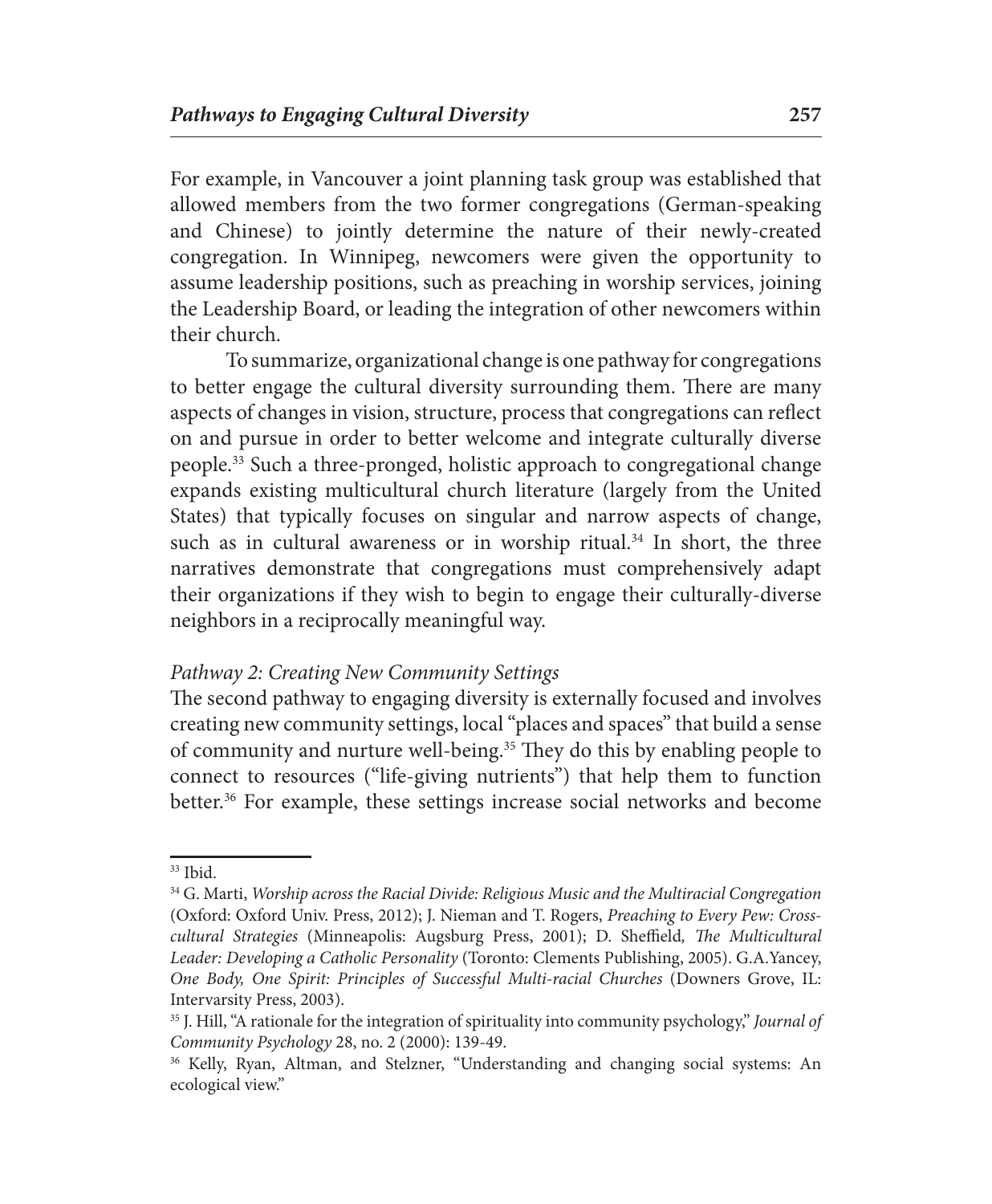For example, in Vancouver a joint planning task group was established that allowed members from the two former congregations (German-speaking and Chinese) to jointly determine the nature of their newly-created congregation. In Winnipeg, newcomers were given the opportunity to assume leadership positions, such as preaching in worship services, joining the Leadership Board, or leading the integration of other newcomers within their church.

To summarize, organizational change is one pathway for congregations to better engage the cultural diversity surrounding them. There are many aspects of changes in vision, structure, process that congregations can reflect on and pursue in order to better welcome and integrate culturally diverse people.[33] Such a three-pronged, holistic approach to congregational change expands existing multicultural church literature (largely from the United States) that typically focuses on singular and narrow aspects of change, such as in cultural awareness or in worship ritual.[34] In short, the three narratives demonstrate that congregations must comprehensively adapt their organizations if they wish to begin to engage their culturally-diverse neighbors in a reciprocally meaningful way.

*Pathway 2: Creating New Community Settings*

The second pathway to engaging diversity is externally focused and involves creating new community settings, local "places and spaces" that build a sense of community and nurture well-being.[35] They do this by enabling people to connect to resources ("life-giving nutrients") that help them to function better.[36] For example, these settings increase social networks and become

---

[33] Ibid.

[34] G. Marti, *Worship across the Racial Divide: Religious Music and the Multiracial Congregation* (Oxford: Oxford Univ. Press, 2012); J. Nieman and T. Rogers, *Preaching to Every Pew: Cross-cultural Strategies* (Minneapolis: Augsburg Press, 2001); D. Sheffield, *The Multicultural Leader: Developing a Catholic Personality* (Toronto: Clements Publishing, 2005). G.A.Yancey, *One Body, One Spirit: Principles of Successful Multi-racial Churches* (Downers Grove, IL: Intervarsity Press, 2003).

[35] J. Hill, "A rationale for the integration of spirituality into community psychology," *Journal of Community Psychology* 28, no. 2 (2000): 139-49.

[36] Kelly, Ryan, Altman, and Stelzner, "Understanding and changing social systems: An ecological view."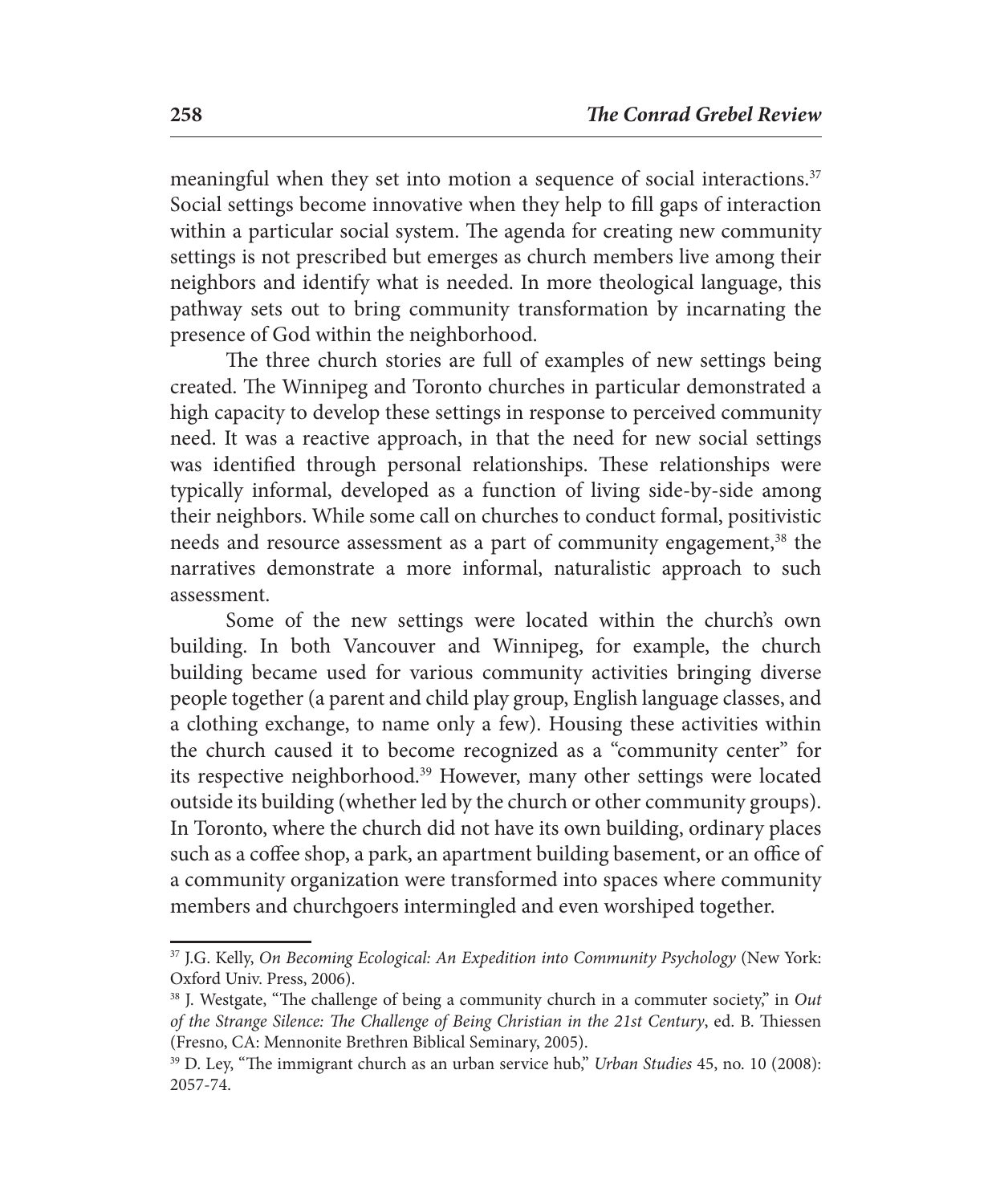meaningful when they set into motion a sequence of social interactions.[37] Social settings become innovative when they help to fill gaps of interaction within a particular social system. The agenda for creating new community settings is not prescribed but emerges as church members live among their neighbors and identify what is needed. In more theological language, this pathway sets out to bring community transformation by incarnating the presence of God within the neighborhood.

The three church stories are full of examples of new settings being created. The Winnipeg and Toronto churches in particular demonstrated a high capacity to develop these settings in response to perceived community need. It was a reactive approach, in that the need for new social settings was identified through personal relationships. These relationships were typically informal, developed as a function of living side-by-side among their neighbors. While some call on churches to conduct formal, positivistic needs and resource assessment as a part of community engagement,[38] the narratives demonstrate a more informal, naturalistic approach to such assessment.

Some of the new settings were located within the church's own building. In both Vancouver and Winnipeg, for example, the church building became used for various community activities bringing diverse people together (a parent and child play group, English language classes, and a clothing exchange, to name only a few). Housing these activities within the church caused it to become recognized as a "community center" for its respective neighborhood.[39] However, many other settings were located outside its building (whether led by the church or other community groups). In Toronto, where the church did not have its own building, ordinary places such as a coffee shop, a park, an apartment building basement, or an office of a community organization were transformed into spaces where community members and churchgoers intermingled and even worshiped together.

---

[37] J.G. Kelly, *On Becoming Ecological: An Expedition into Community Psychology* (New York: Oxford Univ. Press, 2006).

[38] J. Westgate, "The challenge of being a community church in a commuter society," in *Out of the Strange Silence: The Challenge of Being Christian in the 21st Century*, ed. B. Thiessen (Fresno, CA: Mennonite Brethren Biblical Seminary, 2005).

[39] D. Ley, "The immigrant church as an urban service hub," *Urban Studies* 45, no. 10 (2008): 2057-74.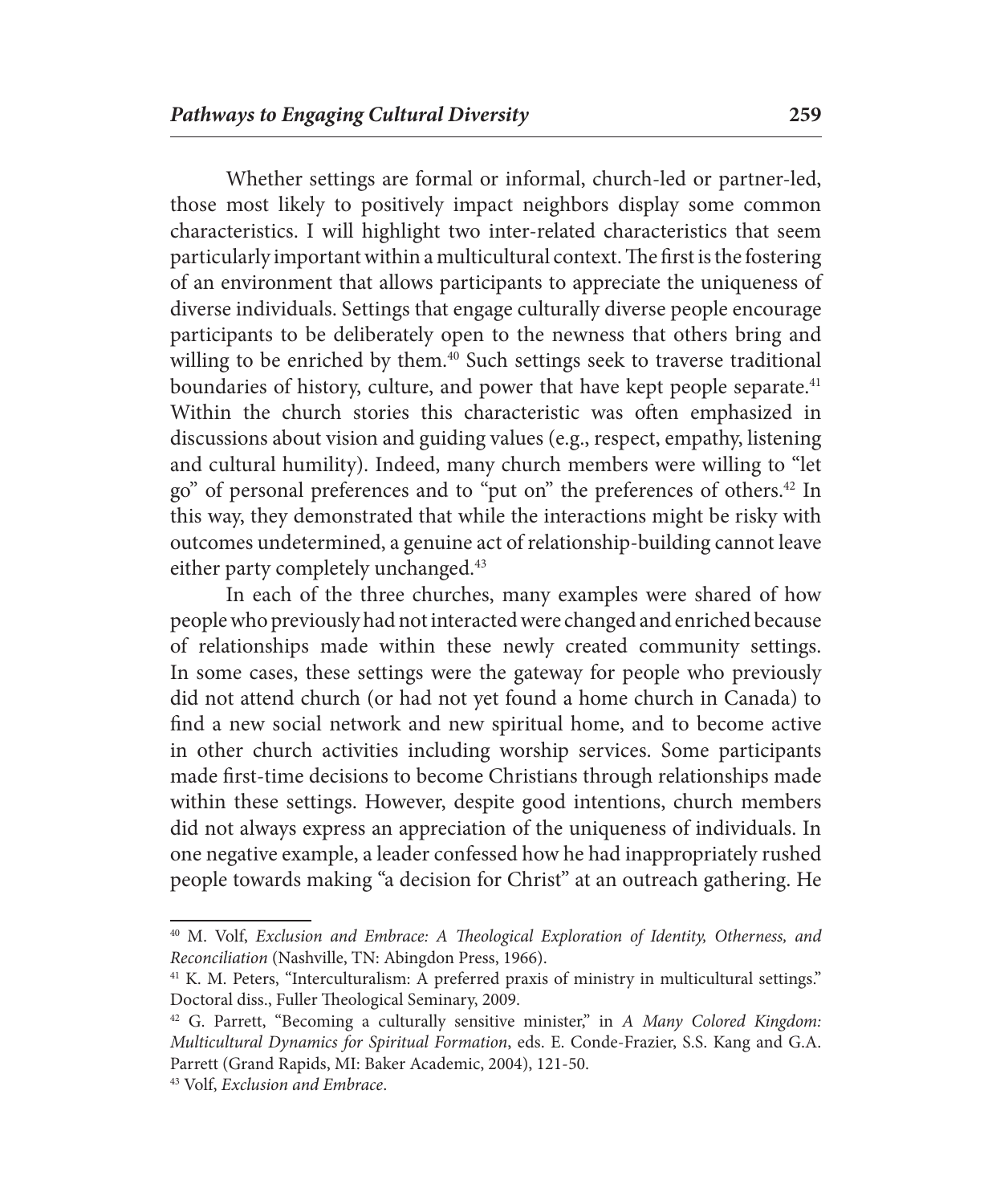Whether settings are formal or informal, church-led or partner-led, those most likely to positively impact neighbors display some common characteristics. I will highlight two inter-related characteristics that seem particularly important within a multicultural context. The first is the fostering of an environment that allows participants to appreciate the uniqueness of diverse individuals. Settings that engage culturally diverse people encourage participants to be deliberately open to the newness that others bring and willing to be enriched by them.[40] Such settings seek to traverse traditional boundaries of history, culture, and power that have kept people separate.[41] Within the church stories this characteristic was often emphasized in discussions about vision and guiding values (e.g., respect, empathy, listening and cultural humility). Indeed, many church members were willing to "let go" of personal preferences and to "put on" the preferences of others.[42] In this way, they demonstrated that while the interactions might be risky with outcomes undetermined, a genuine act of relationship-building cannot leave either party completely unchanged.[43]

In each of the three churches, many examples were shared of how people who previously had not interacted were changed and enriched because of relationships made within these newly created community settings. In some cases, these settings were the gateway for people who previously did not attend church (or had not yet found a home church in Canada) to find a new social network and new spiritual home, and to become active in other church activities including worship services. Some participants made first-time decisions to become Christians through relationships made within these settings. However, despite good intentions, church members did not always express an appreciation of the uniqueness of individuals. In one negative example, a leader confessed how he had inappropriately rushed people towards making "a decision for Christ" at an outreach gathering. He

---

[40] M. Volf, *Exclusion and Embrace: A Theological Exploration of Identity, Otherness, and Reconciliation* (Nashville, TN: Abingdon Press, 1966).

[41] K. M. Peters, "Interculturalism: A preferred praxis of ministry in multicultural settings." Doctoral diss., Fuller Theological Seminary, 2009.

[42] G. Parrett, "Becoming a culturally sensitive minister," in *A Many Colored Kingdom: Multicultural Dynamics for Spiritual Formation*, eds. E. Conde-Frazier, S.S. Kang and G.A. Parrett (Grand Rapids, MI: Baker Academic, 2004), 121-50.

[43] Volf, *Exclusion and Embrace*.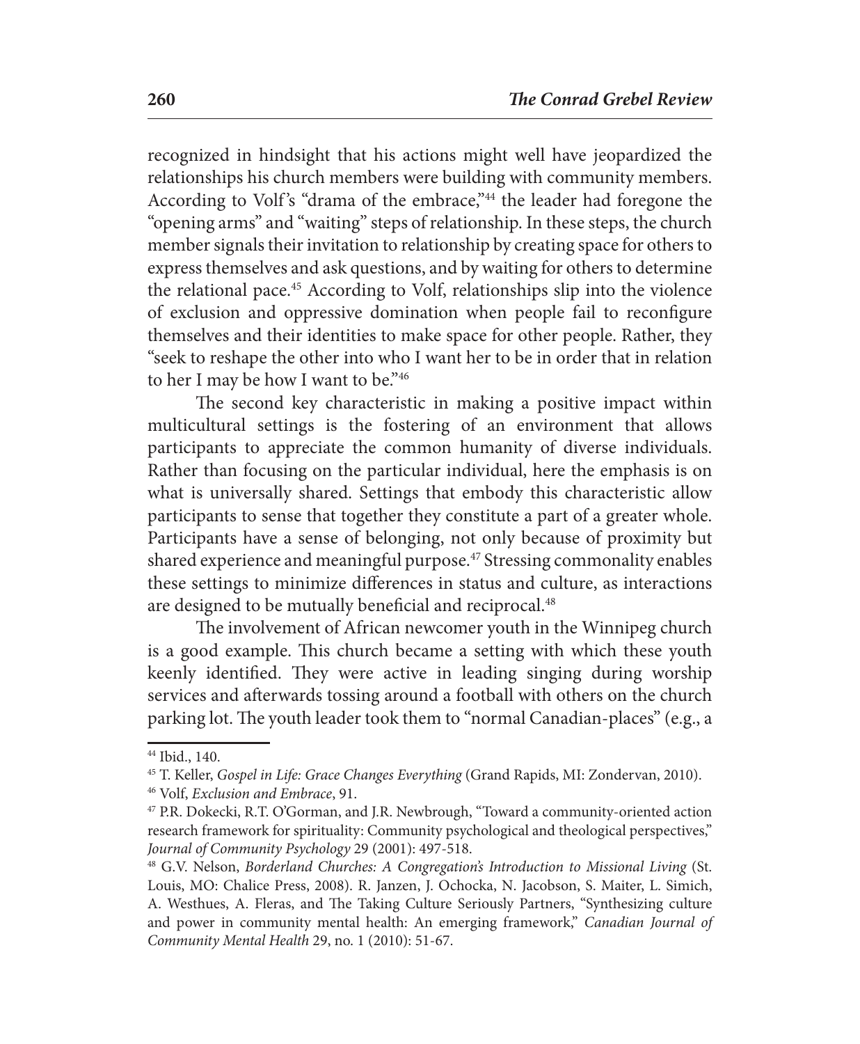recognized in hindsight that his actions might well have jeopardized the relationships his church members were building with community members. According to Volf's "drama of the embrace,"[44] the leader had foregone the "opening arms" and "waiting" steps of relationship. In these steps, the church member signals their invitation to relationship by creating space for others to express themselves and ask questions, and by waiting for others to determine the relational pace.[45] According to Volf, relationships slip into the violence of exclusion and oppressive domination when people fail to reconfigure themselves and their identities to make space for other people. Rather, they "seek to reshape the other into who I want her to be in order that in relation to her I may be how I want to be."[46]

The second key characteristic in making a positive impact within multicultural settings is the fostering of an environment that allows participants to appreciate the common humanity of diverse individuals. Rather than focusing on the particular individual, here the emphasis is on what is universally shared. Settings that embody this characteristic allow participants to sense that together they constitute a part of a greater whole. Participants have a sense of belonging, not only because of proximity but shared experience and meaningful purpose.[47] Stressing commonality enables these settings to minimize differences in status and culture, as interactions are designed to be mutually beneficial and reciprocal.[48]

The involvement of African newcomer youth in the Winnipeg church is a good example. This church became a setting with which these youth keenly identified. They were active in leading singing during worship services and afterwards tossing around a football with others on the church parking lot. The youth leader took them to "normal Canadian-places" (e.g., a

---

[44] Ibid., 140.

[45] T. Keller, *Gospel in Life: Grace Changes Everything* (Grand Rapids, MI: Zondervan, 2010).

[46] Volf, *Exclusion and Embrace*, 91.

[47] P.R. Dokecki, R.T. O'Gorman, and J.R. Newbrough, "Toward a community-oriented action research framework for spirituality: Community psychological and theological perspectives," *Journal of Community Psychology* 29 (2001): 497-518.

[48] G.V. Nelson, *Borderland Churches: A Congregation's Introduction to Missional Living* (St. Louis, MO: Chalice Press, 2008). R. Janzen, J. Ochocka, N. Jacobson, S. Maiter, L. Simich, A. Westhues, A. Fleras, and The Taking Culture Seriously Partners, "Synthesizing culture and power in community mental health: An emerging framework," *Canadian Journal of Community Mental Health* 29, no. 1 (2010): 51-67.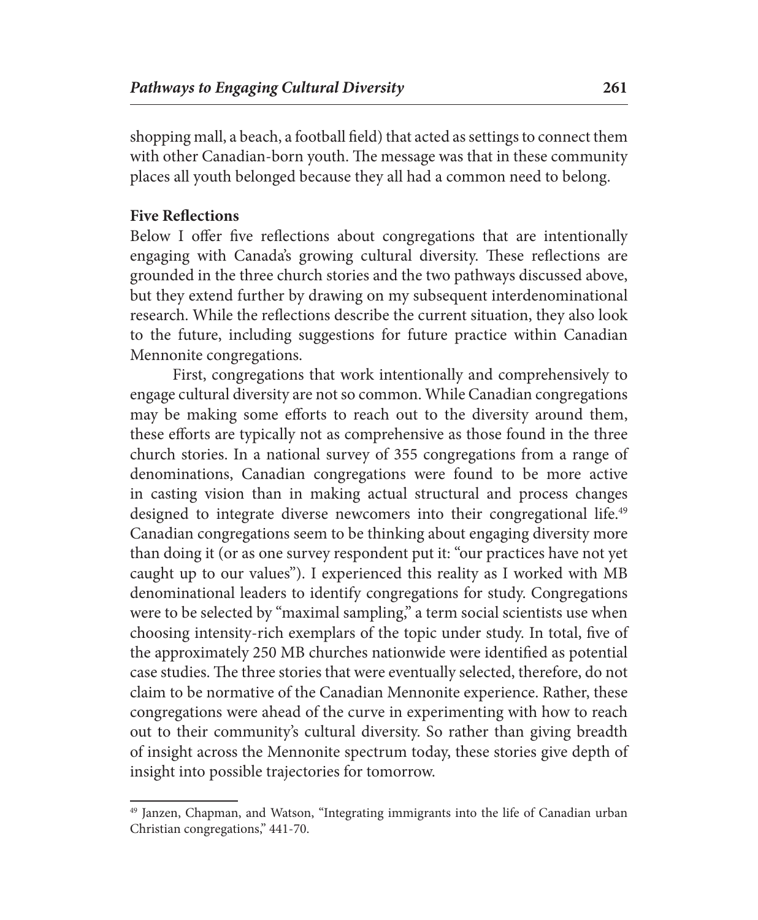shopping mall, a beach, a football field) that acted as settings to connect them with other Canadian-born youth. The message was that in these community places all youth belonged because they all had a common need to belong.

### Five Reflections

Below I offer five reflections about congregations that are intentionally engaging with Canada's growing cultural diversity. These reflections are grounded in the three church stories and the two pathways discussed above, but they extend further by drawing on my subsequent interdenominational research. While the reflections describe the current situation, they also look to the future, including suggestions for future practice within Canadian Mennonite congregations.

First, congregations that work intentionally and comprehensively to engage cultural diversity are not so common. While Canadian congregations may be making some efforts to reach out to the diversity around them, these efforts are typically not as comprehensive as those found in the three church stories. In a national survey of 355 congregations from a range of denominations, Canadian congregations were found to be more active in casting vision than in making actual structural and process changes designed to integrate diverse newcomers into their congregational life.[49] Canadian congregations seem to be thinking about engaging diversity more than doing it (or as one survey respondent put it: "our practices have not yet caught up to our values"). I experienced this reality as I worked with MB denominational leaders to identify congregations for study. Congregations were to be selected by "maximal sampling," a term social scientists use when choosing intensity-rich exemplars of the topic under study. In total, five of the approximately 250 MB churches nationwide were identified as potential case studies. The three stories that were eventually selected, therefore, do not claim to be normative of the Canadian Mennonite experience. Rather, these congregations were ahead of the curve in experimenting with how to reach out to their community's cultural diversity. So rather than giving breadth of insight across the Mennonite spectrum today, these stories give depth of insight into possible trajectories for tomorrow.

---

[49] Janzen, Chapman, and Watson, "Integrating immigrants into the life of Canadian urban Christian congregations," 441-70.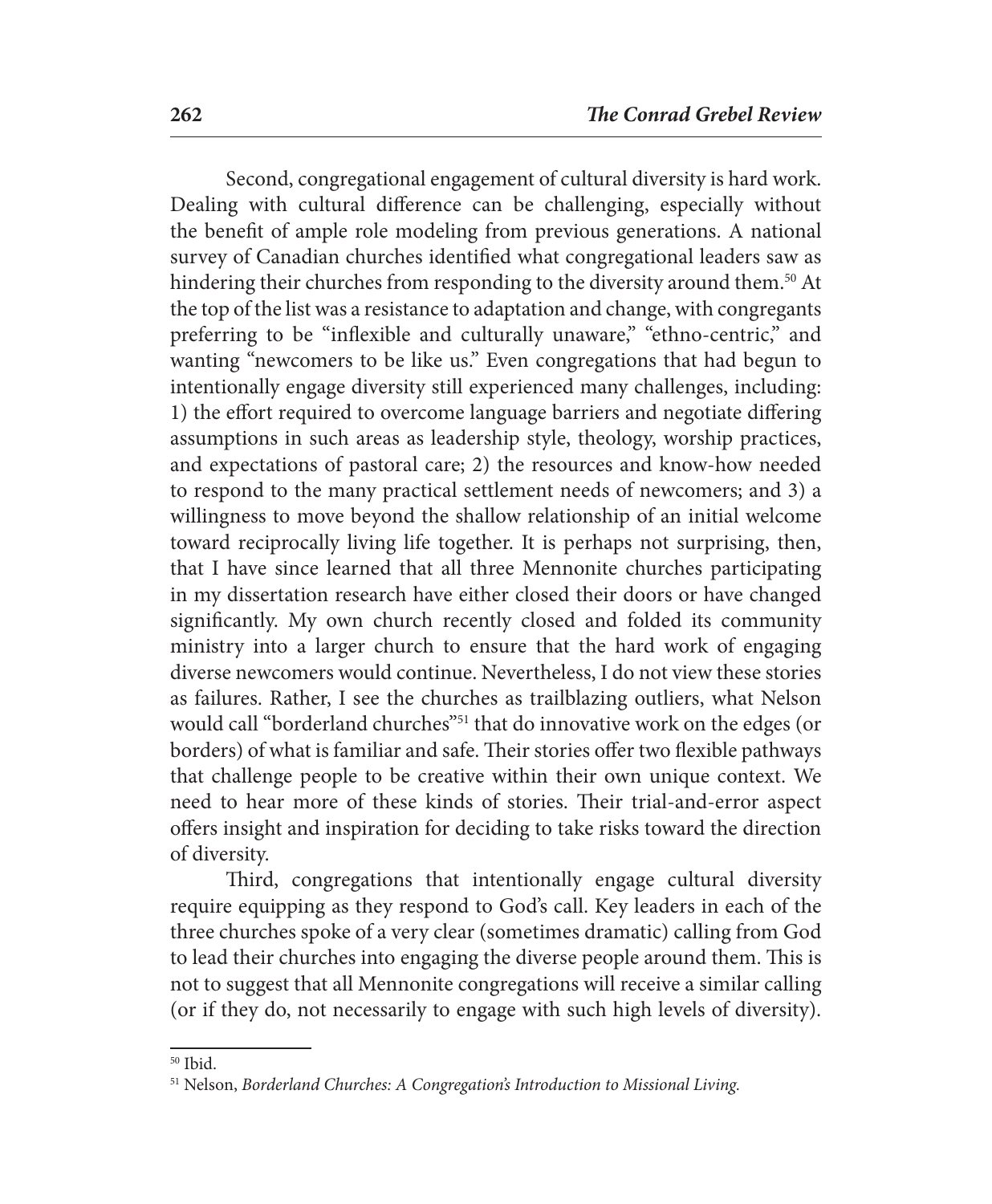Second, congregational engagement of cultural diversity is hard work. Dealing with cultural difference can be challenging, especially without the benefit of ample role modeling from previous generations. A national survey of Canadian churches identified what congregational leaders saw as hindering their churches from responding to the diversity around them.[50] At the top of the list was a resistance to adaptation and change, with congregants preferring to be "inflexible and culturally unaware," "ethno-centric," and wanting "newcomers to be like us." Even congregations that had begun to intentionally engage diversity still experienced many challenges, including: 1) the effort required to overcome language barriers and negotiate differing assumptions in such areas as leadership style, theology, worship practices, and expectations of pastoral care; 2) the resources and know-how needed to respond to the many practical settlement needs of newcomers; and 3) a willingness to move beyond the shallow relationship of an initial welcome toward reciprocally living life together. It is perhaps not surprising, then, that I have since learned that all three Mennonite churches participating in my dissertation research have either closed their doors or have changed significantly. My own church recently closed and folded its community ministry into a larger church to ensure that the hard work of engaging diverse newcomers would continue. Nevertheless, I do not view these stories as failures. Rather, I see the churches as trailblazing outliers, what Nelson would call "borderland churches"[51] that do innovative work on the edges (or borders) of what is familiar and safe. Their stories offer two flexible pathways that challenge people to be creative within their own unique context. We need to hear more of these kinds of stories. Their trial-and-error aspect offers insight and inspiration for deciding to take risks toward the direction of diversity.

Third, congregations that intentionally engage cultural diversity require equipping as they respond to God's call. Key leaders in each of the three churches spoke of a very clear (sometimes dramatic) calling from God to lead their churches into engaging the diverse people around them. This is not to suggest that all Mennonite congregations will receive a similar calling (or if they do, not necessarily to engage with such high levels of diversity).

---

[50] Ibid.

[51] Nelson, *Borderland Churches: A Congregation's Introduction to Missional Living.*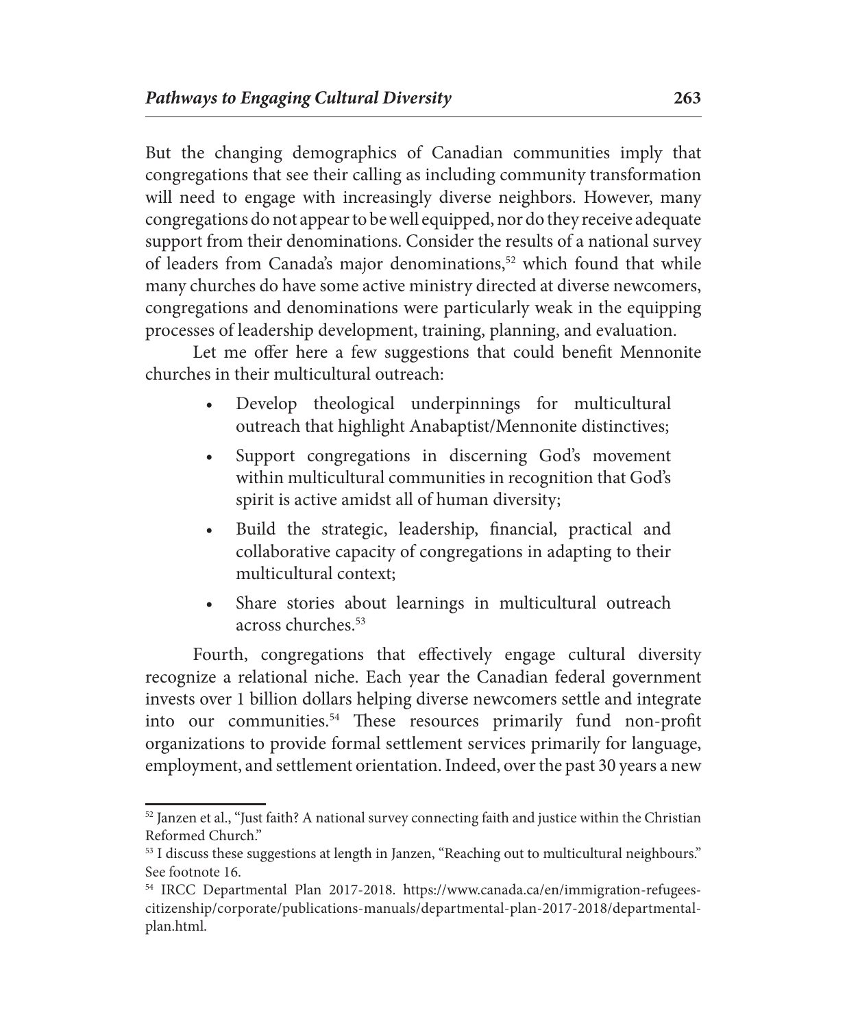But the changing demographics of Canadian communities imply that congregations that see their calling as including community transformation will need to engage with increasingly diverse neighbors. However, many congregations do not appear to be well equipped, nor do they receive adequate support from their denominations. Consider the results of a national survey of leaders from Canada's major denominations,[52] which found that while many churches do have some active ministry directed at diverse newcomers, congregations and denominations were particularly weak in the equipping processes of leadership development, training, planning, and evaluation.

Let me offer here a few suggestions that could benefit Mennonite churches in their multicultural outreach:

- Develop theological underpinnings for multicultural outreach that highlight Anabaptist/Mennonite distinctives;
- Support congregations in discerning God's movement within multicultural communities in recognition that God's spirit is active amidst all of human diversity;
- Build the strategic, leadership, financial, practical and collaborative capacity of congregations in adapting to their multicultural context;
- Share stories about learnings in multicultural outreach across churches.[53]

Fourth, congregations that effectively engage cultural diversity recognize a relational niche. Each year the Canadian federal government invests over 1 billion dollars helping diverse newcomers settle and integrate into our communities.[54] These resources primarily fund non-profit organizations to provide formal settlement services primarily for language, employment, and settlement orientation. Indeed, over the past 30 years a new

---

[52] Janzen et al., "Just faith? A national survey connecting faith and justice within the Christian Reformed Church."

[53] I discuss these suggestions at length in Janzen, "Reaching out to multicultural neighbours." See footnote 16.

[54] IRCC Departmental Plan 2017-2018. https://www.canada.ca/en/immigration-refugees-citizenship/corporate/publications-manuals/departmental-plan-2017-2018/departmental-plan.html.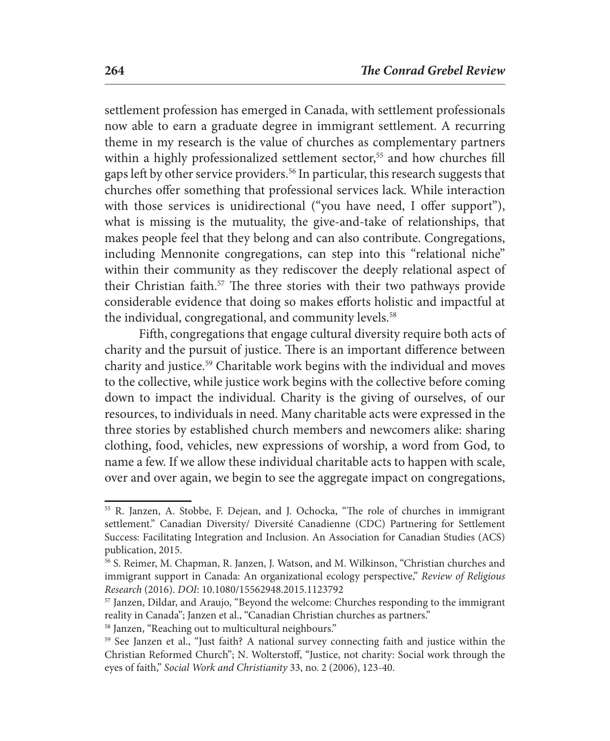settlement profession has emerged in Canada, with settlement professionals now able to earn a graduate degree in immigrant settlement. A recurring theme in my research is the value of churches as complementary partners within a highly professionalized settlement sector,[55] and how churches fill gaps left by other service providers.[56] In particular, this research suggests that churches offer something that professional services lack. While interaction with those services is unidirectional ("you have need, I offer support"), what is missing is the mutuality, the give-and-take of relationships, that makes people feel that they belong and can also contribute. Congregations, including Mennonite congregations, can step into this "relational niche" within their community as they rediscover the deeply relational aspect of their Christian faith.[57] The three stories with their two pathways provide considerable evidence that doing so makes efforts holistic and impactful at the individual, congregational, and community levels.[58]

Fifth, congregations that engage cultural diversity require both acts of charity and the pursuit of justice. There is an important difference between charity and justice.[59] Charitable work begins with the individual and moves to the collective, while justice work begins with the collective before coming down to impact the individual. Charity is the giving of ourselves, of our resources, to individuals in need. Many charitable acts were expressed in the three stories by established church members and newcomers alike: sharing clothing, food, vehicles, new expressions of worship, a word from God, to name a few. If we allow these individual charitable acts to happen with scale, over and over again, we begin to see the aggregate impact on congregations,

---

[55] R. Janzen, A. Stobbe, F. Dejean, and J. Ochocka, "The role of churches in immigrant settlement." Canadian Diversity/ Diversité Canadienne (CDC) Partnering for Settlement Success: Facilitating Integration and Inclusion. An Association for Canadian Studies (ACS) publication, 2015.

[56] S. Reimer, M. Chapman, R. Janzen, J. Watson, and M. Wilkinson, "Christian churches and immigrant support in Canada: An organizational ecology perspective," *Review of Religious Research* (2016). *DOI*: 10.1080/15562948.2015.1123792

[57] Janzen, Dildar, and Araujo, "Beyond the welcome: Churches responding to the immigrant reality in Canada"; Janzen et al., "Canadian Christian churches as partners."

[58] Janzen, "Reaching out to multicultural neighbours."

[59] See Janzen et al., "Just faith? A national survey connecting faith and justice within the Christian Reformed Church"; N. Wolterstoff, "Justice, not charity: Social work through the eyes of faith," *Social Work and Christianity* 33, no. 2 (2006), 123-40.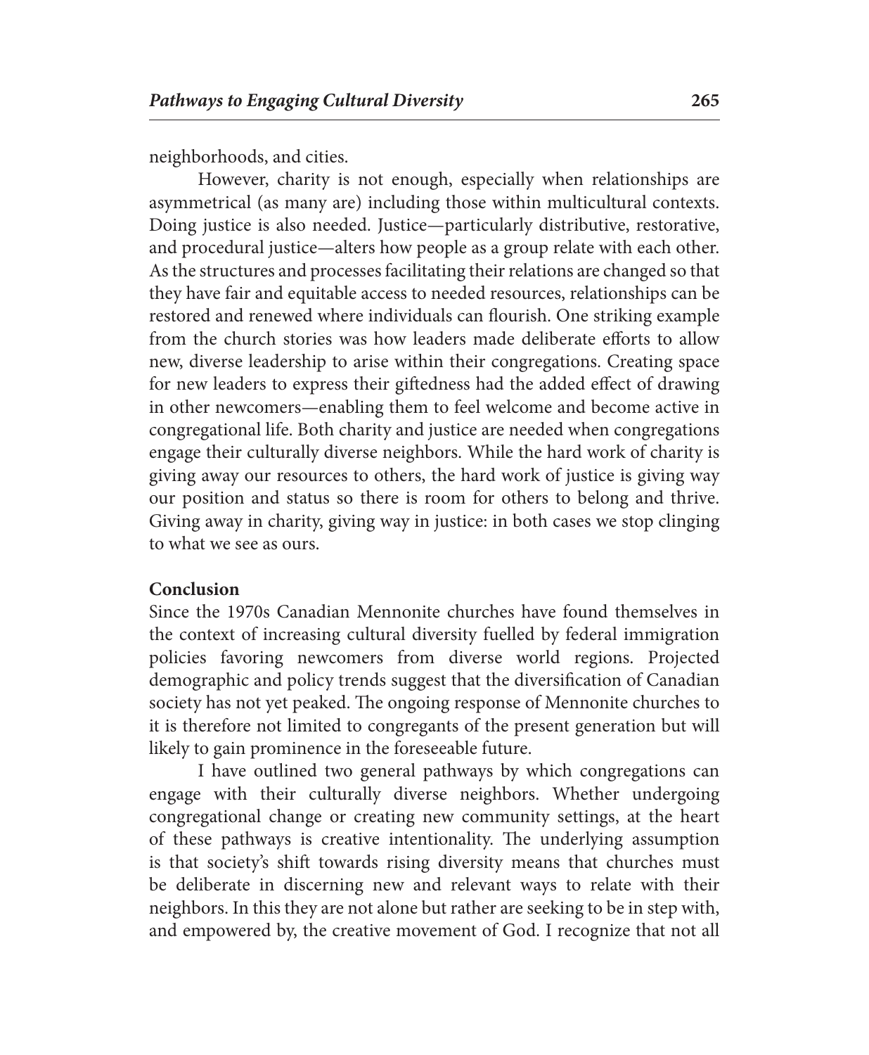neighborhoods, and cities.

However, charity is not enough, especially when relationships are asymmetrical (as many are) including those within multicultural contexts. Doing justice is also needed. Justice—particularly distributive, restorative, and procedural justice—alters how people as a group relate with each other. As the structures and processes facilitating their relations are changed so that they have fair and equitable access to needed resources, relationships can be restored and renewed where individuals can flourish. One striking example from the church stories was how leaders made deliberate efforts to allow new, diverse leadership to arise within their congregations. Creating space for new leaders to express their giftedness had the added effect of drawing in other newcomers—enabling them to feel welcome and become active in congregational life. Both charity and justice are needed when congregations engage their culturally diverse neighbors. While the hard work of charity is giving away our resources to others, the hard work of justice is giving way our position and status so there is room for others to belong and thrive. Giving away in charity, giving way in justice: in both cases we stop clinging to what we see as ours.

**Conclusion**

Since the 1970s Canadian Mennonite churches have found themselves in the context of increasing cultural diversity fuelled by federal immigration policies favoring newcomers from diverse world regions. Projected demographic and policy trends suggest that the diversification of Canadian society has not yet peaked. The ongoing response of Mennonite churches to it is therefore not limited to congregants of the present generation but will likely to gain prominence in the foreseeable future.

I have outlined two general pathways by which congregations can engage with their culturally diverse neighbors. Whether undergoing congregational change or creating new community settings, at the heart of these pathways is creative intentionality. The underlying assumption is that society's shift towards rising diversity means that churches must be deliberate in discerning new and relevant ways to relate with their neighbors. In this they are not alone but rather are seeking to be in step with, and empowered by, the creative movement of God. I recognize that not all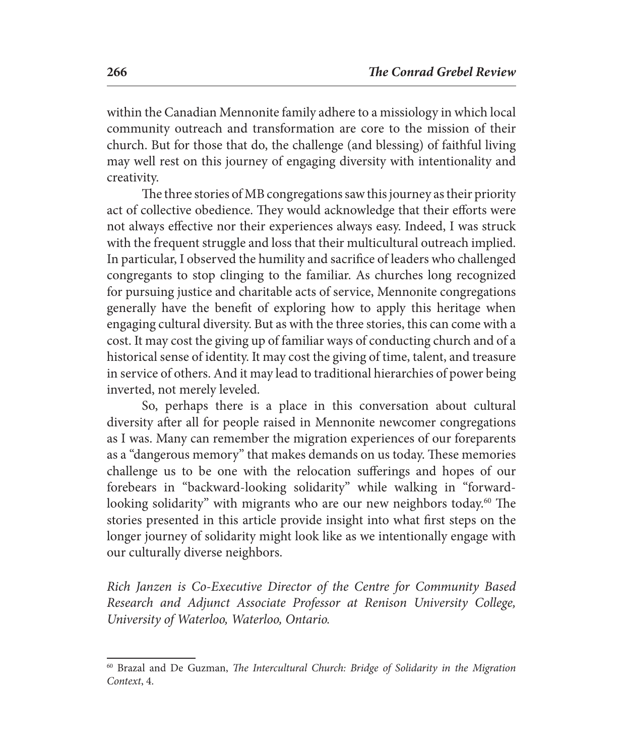within the Canadian Mennonite family adhere to a missiology in which local community outreach and transformation are core to the mission of their church. But for those that do, the challenge (and blessing) of faithful living may well rest on this journey of engaging diversity with intentionality and creativity.

The three stories of MB congregations saw this journey as their priority act of collective obedience. They would acknowledge that their efforts were not always effective nor their experiences always easy. Indeed, I was struck with the frequent struggle and loss that their multicultural outreach implied. In particular, I observed the humility and sacrifice of leaders who challenged congregants to stop clinging to the familiar. As churches long recognized for pursuing justice and charitable acts of service, Mennonite congregations generally have the benefit of exploring how to apply this heritage when engaging cultural diversity. But as with the three stories, this can come with a cost. It may cost the giving up of familiar ways of conducting church and of a historical sense of identity. It may cost the giving of time, talent, and treasure in service of others. And it may lead to traditional hierarchies of power being inverted, not merely leveled.

So, perhaps there is a place in this conversation about cultural diversity after all for people raised in Mennonite newcomer congregations as I was. Many can remember the migration experiences of our foreparents as a "dangerous memory" that makes demands on us today. These memories challenge us to be one with the relocation sufferings and hopes of our forebears in "backward-looking solidarity" while walking in "forward-looking solidarity" with migrants who are our new neighbors today.[60] The stories presented in this article provide insight into what first steps on the longer journey of solidarity might look like as we intentionally engage with our culturally diverse neighbors.

*Rich Janzen is Co-Executive Director of the Centre for Community Based Research and Adjunct Associate Professor at Renison University College, University of Waterloo, Waterloo, Ontario.*

---

[60] Brazal and De Guzman, *The Intercultural Church: Bridge of Solidarity in the Migration Context*, 4.